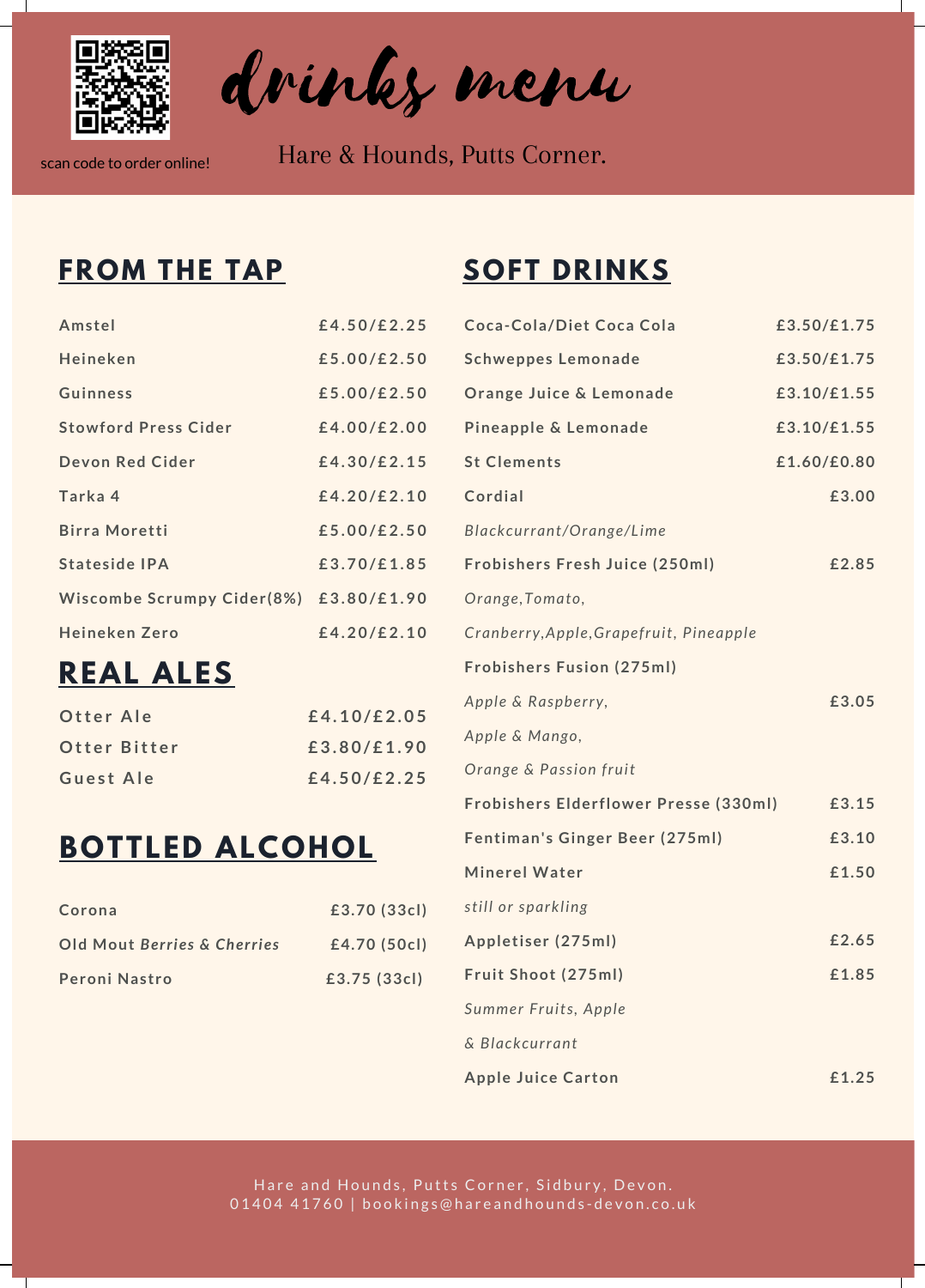# drinks menu

scan code to order online!

Hare & Hounds, Putts Corner.

## FROM THE TAP

| | |
|---|---|
| Amstel | £4.50/£2.25 |
| Heineken | £5.00/£2.50 |
| Guinness | £5.00/£2.50 |
| Stowford Press Cider | £4.00/£2.00 |
| Devon Red Cider | £4.30/£2.15 |
| Tarka 4 | £4.20/£2.10 |
| Birra Moretti | £5.00/£2.50 |
| Stateside IPA | £3.70/£1.85 |
| Wiscombe Scrumpy Cider(8%) | £3.80/£1.90 |
| Heineken Zero | £4.20/£2.10 |

## REAL ALES

| | |
|---|---|
| Otter Ale | £4.10/£2.05 |
| Otter Bitter | £3.80/£1.90 |
| Guest Ale | £4.50/£2.25 |

## BOTTLED ALCOHOL

| | |
|---|---|
| Corona | £3.70 (33cl) |
| Old Mout *Berries & Cherries* | £4.70 (50cl) |
| Peroni Nastro | £3.75 (33cl) |

## SOFT DRINKS

| | |
|---|---|
| Coca-Cola/Diet Coca Cola | £3.50/£1.75 |
| Schweppes Lemonade | £3.50/£1.75 |
| Orange Juice & Lemonade | £3.10/£1.55 |
| Pineapple & Lemonade | £3.10/£1.55 |
| St Clements | £1.60/£0.80 |
| Cordial<br>*Blackcurrant/Orange/Lime* | £3.00 |
| Frobishers Fresh Juice (250ml)<br>*Orange, Tomato, Cranberry, Apple, Grapefruit, Pineapple* | £2.85 |
| Frobishers Fusion (275ml)<br>*Apple & Raspberry, Apple & Mango, Orange & Passion fruit* | £3.05 |
| Frobishers Elderflower Presse (330ml) | £3.15 |
| Fentiman's Ginger Beer (275ml) | £3.10 |
| Minerel Water<br>*still or sparkling* | £1.50 |
| Appletiser (275ml) | £2.65 |
| Fruit Shoot (275ml)<br>*Summer Fruits, Apple & Blackcurrant* | £1.85 |
| Apple Juice Carton | £1.25 |

Hare and Hounds, Putts Corner, Sidbury, Devon.
01404 41760 | bookings@hareandhounds-devon.co.uk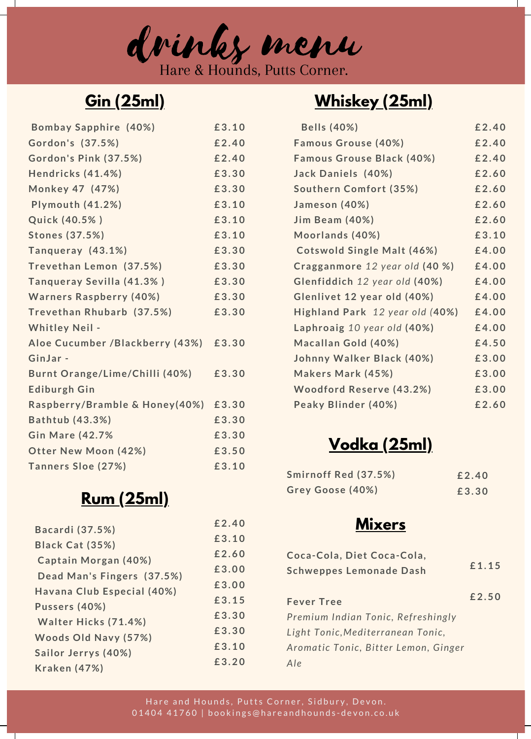# drinks menu

Hare & Hounds, Putts Corner.

## Gin (25ml)

| | |
|---|---|
| Bombay Sapphire (40%) | £3.10 |
| Gordon's (37.5%) | £2.40 |
| Gordon's Pink (37.5%) | £2.40 |
| Hendricks (41.4%) | £3.30 |
| Monkey 47 (47%) | £3.30 |
| Plymouth (41.2%) | £3.10 |
| Quick (40.5% ) | £3.10 |
| Stones (37.5%) | £3.10 |
| Tanqueray (43.1%) | £3.30 |
| Trevethan Lemon (37.5%) | £3.30 |
| Tanqueray Sevilla (41.3% ) | £3.30 |
| Warners Raspberry (40%) | £3.30 |
| Trevethan Rhubarb (37.5%) | £3.30 |
| Whitley Neil - | |
| Aloe Cucumber /Blackberry (43%) | £3.30 |
| GinJar - | |
| Burnt Orange/Lime/Chilli (40%) | £3.30 |
| Ediburgh Gin | |
| Raspberry/Bramble & Honey(40%) | £3.30 |
| Bathtub (43.3%) | £3.30 |
| Gin Mare (42.7% | £3.30 |
| Otter New Moon (42%) | £3.50 |
| Tanners Sloe (27%) | £3.10 |

## Rum (25ml)

| | |
|---|---|
| Bacardi (37.5%) | £2.40 |
| Black Cat (35%) | £3.10 |
| Captain Morgan (40%) | £2.60 |
| Dead Man's Fingers (37.5%) | £3.00 |
| Havana Club Especial (40%) | £3.00 |
| Pussers (40%) | £3.15 |
| Walter Hicks (71.4%) | £3.30 |
| Woods Old Navy (57%) | £3.30 |
| Sailor Jerrys (40%) | £3.10 |
| Kraken (47%) | £3.20 |

## Whiskey (25ml)

| | |
|---|---|
| Bells (40%) | £2.40 |
| Famous Grouse (40%) | £2.40 |
| Famous Grouse Black (40%) | £2.40 |
| Jack Daniels (40%) | £2.60 |
| Southern Comfort (35%) | £2.60 |
| Jameson (40%) | £2.60 |
| Jim Beam (40%) | £2.60 |
| Moorlands (40%) | £3.10 |
| Cotswold Single Malt (46%) | £4.00 |
| Cragganmore *12 year old* (40 %) | £4.00 |
| Glenfiddich *12 year old* (40%) | £4.00 |
| Glenlivet 12 year old (40%) | £4.00 |
| Highland Park *12 year old* (40%) | £4.00 |
| Laphroaig *10 year old* (40%) | £4.00 |
| Macallan Gold (40%) | £4.50 |
| Johnny Walker Black (40%) | £3.00 |
| Makers Mark (45%) | £3.00 |
| Woodford Reserve (43.2%) | £3.00 |
| Peaky Blinder (40%) | £2.60 |

## Vodka (25ml)

| | |
|---|---|
| Smirnoff Red (37.5%) | £2.40 |
| Grey Goose (40%) | £3.30 |

## Mixers

| | |
|---|---|
| Coca-Cola, Diet Coca-Cola, Schweppes Lemonade Dash | £1.15 |
| Fever Tree<br>*Premium Indian Tonic, Refreshingly Light Tonic, Mediterranean Tonic, Aromatic Tonic, Bitter Lemon, Ginger Ale* | £2.50 |

Hare and Hounds, Putts Corner, Sidbury, Devon.
01404 41760 | bookings@hareandhounds-devon.co.uk